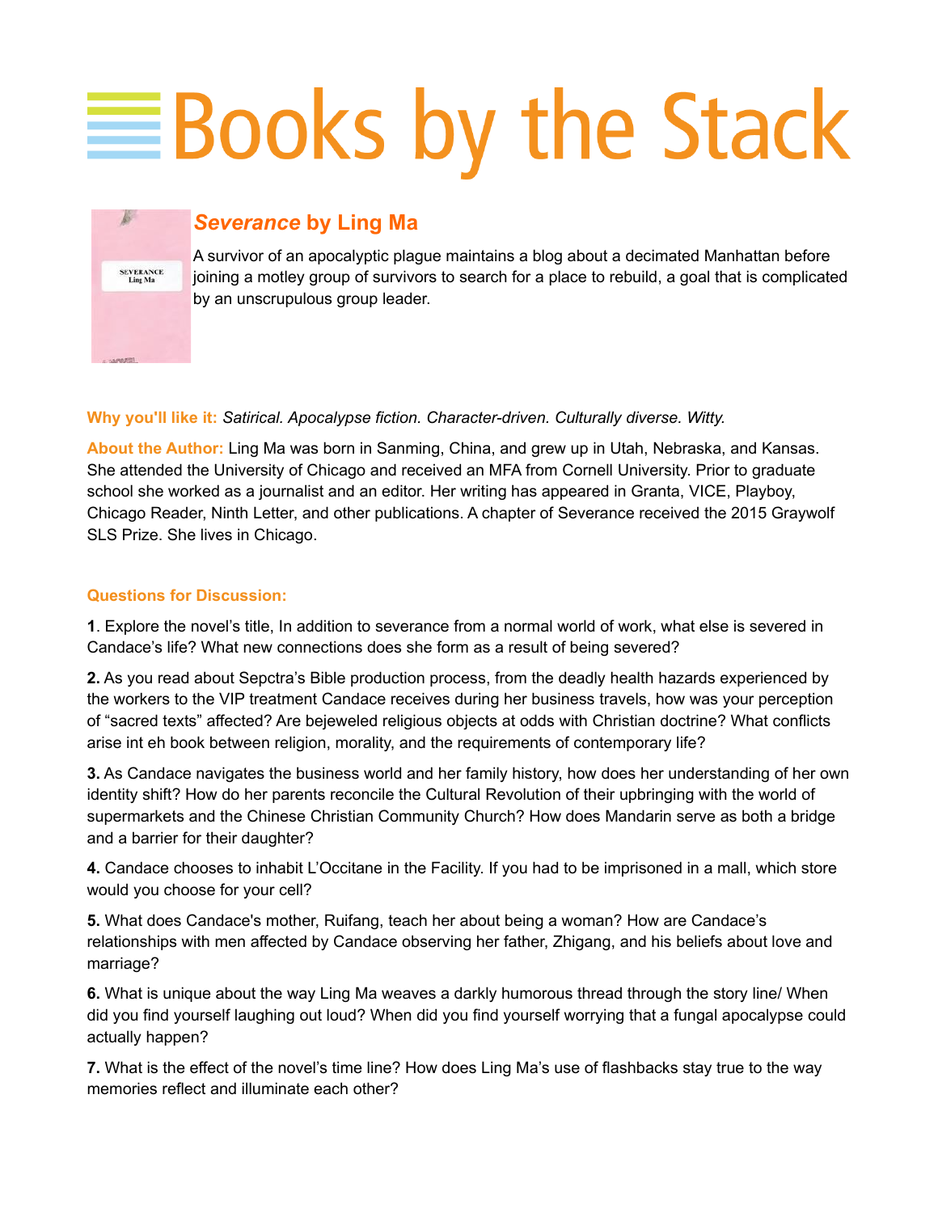# Books by the Stack

## *Severance* by Ling Ma

A survivor of an apocalyptic plague maintains a blog about a decimated Manhattan before joining a motley group of survivors to search for a place to rebuild, a goal that is complicated by an unscrupulous group leader.

**Why you'll like it:** *Satirical. Apocalypse fiction. Character-driven. Culturally diverse. Witty.*

**About the Author:** Ling Ma was born in Sanming, China, and grew up in Utah, Nebraska, and Kansas. She attended the University of Chicago and received an MFA from Cornell University. Prior to graduate school she worked as a journalist and an editor. Her writing has appeared in Granta, VICE, Playboy, Chicago Reader, Ninth Letter, and other publications. A chapter of Severance received the 2015 Graywolf SLS Prize. She lives in Chicago.

**Questions for Discussion:**

**1**. Explore the novel's title, In addition to severance from a normal world of work, what else is severed in Candace's life? What new connections does she form as a result of being severed?

**2.** As you read about Sepctra's Bible production process, from the deadly health hazards experienced by the workers to the VIP treatment Candace receives during her business travels, how was your perception of "sacred texts" affected? Are bejeweled religious objects at odds with Christian doctrine? What conflicts arise int eh book between religion, morality, and the requirements of contemporary life?

**3.** As Candace navigates the business world and her family history, how does her understanding of her own identity shift? How do her parents reconcile the Cultural Revolution of their upbringing with the world of supermarkets and the Chinese Christian Community Church? How does Mandarin serve as both a bridge and a barrier for their daughter?

**4.** Candace chooses to inhabit L'Occitane in the Facility. If you had to be imprisoned in a mall, which store would you choose for your cell?

**5.** What does Candace's mother, Ruifang, teach her about being a woman? How are Candace's relationships with men affected by Candace observing her father, Zhigang, and his beliefs about love and marriage?

**6.** What is unique about the way Ling Ma weaves a darkly humorous thread through the story line/ When did you find yourself laughing out loud? When did you find yourself worrying that a fungal apocalypse could actually happen?

**7.** What is the effect of the novel's time line? How does Ling Ma's use of flashbacks stay true to the way memories reflect and illuminate each other?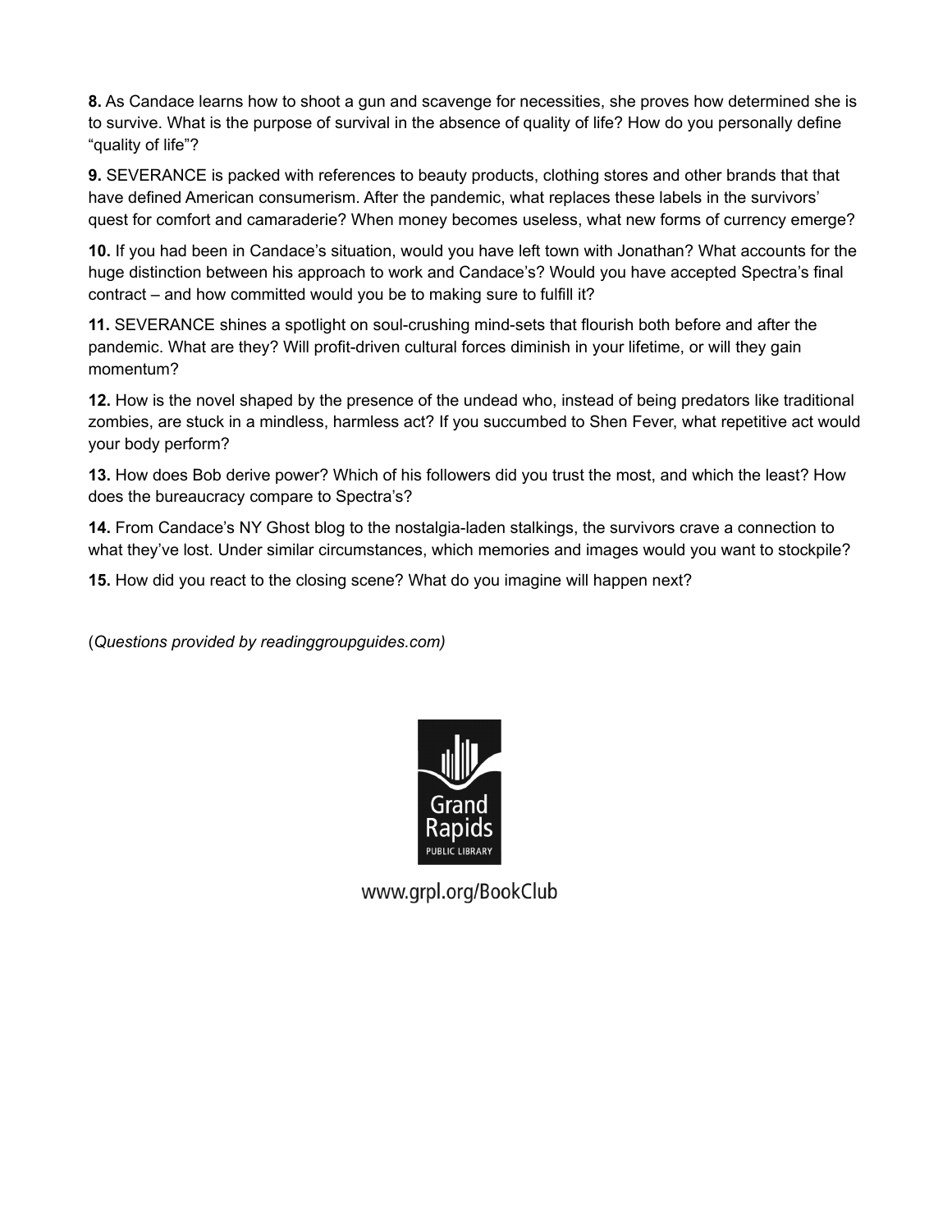**8.** As Candace learns how to shoot a gun and scavenge for necessities, she proves how determined she is to survive. What is the purpose of survival in the absence of quality of life? How do you personally define "quality of life"?

**9.** SEVERANCE is packed with references to beauty products, clothing stores and other brands that that have defined American consumerism. After the pandemic, what replaces these labels in the survivors' quest for comfort and camaraderie? When money becomes useless, what new forms of currency emerge?

**10.** If you had been in Candace's situation, would you have left town with Jonathan? What accounts for the huge distinction between his approach to work and Candace's? Would you have accepted Spectra's final contract – and how committed would you be to making sure to fulfill it?

**11.** SEVERANCE shines a spotlight on soul-crushing mind-sets that flourish both before and after the pandemic. What are they? Will profit-driven cultural forces diminish in your lifetime, or will they gain momentum?

**12.** How is the novel shaped by the presence of the undead who, instead of being predators like traditional zombies, are stuck in a mindless, harmless act? If you succumbed to Shen Fever, what repetitive act would your body perform?

**13.** How does Bob derive power? Which of his followers did you trust the most, and which the least? How does the bureaucracy compare to Spectra's?

**14.** From Candace's NY Ghost blog to the nostalgia-laden stalkings, the survivors crave a connection to what they've lost. Under similar circumstances, which memories and images would you want to stockpile?

**15.** How did you react to the closing scene? What do you imagine will happen next?

(*Questions provided by readinggroupguides.com)*

Grand Rapids
PUBLIC LIBRARY

www.grpl.org/BookClub